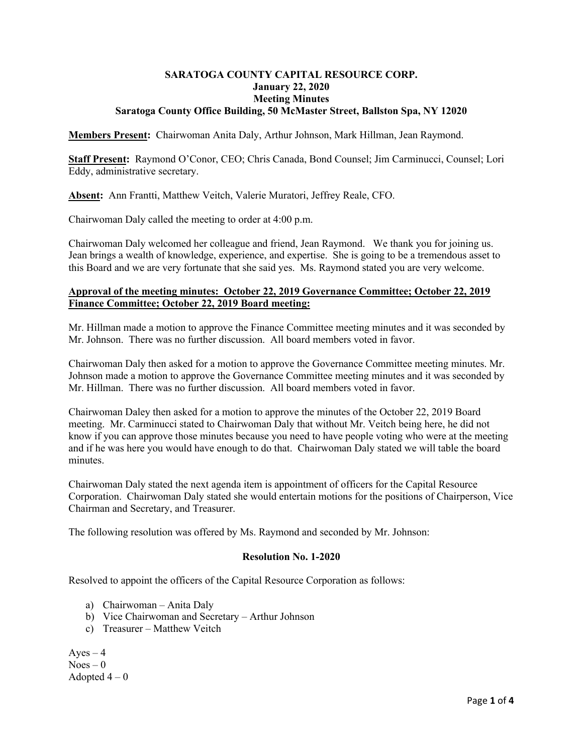**SARATOGA COUNTY CAPITAL RESOURCE CORP.**
**January 22, 2020**
**Meeting Minutes**
**Saratoga County Office Building, 50 McMaster Street, Ballston Spa, NY 12020**

**Members Present:** Chairwoman Anita Daly, Arthur Johnson, Mark Hillman, Jean Raymond.

**Staff Present:** Raymond O'Conor, CEO; Chris Canada, Bond Counsel; Jim Carminucci, Counsel; Lori Eddy, administrative secretary.

**Absent:** Ann Frantti, Matthew Veitch, Valerie Muratori, Jeffrey Reale, CFO.

Chairwoman Daly called the meeting to order at 4:00 p.m.

Chairwoman Daly welcomed her colleague and friend, Jean Raymond. We thank you for joining us. Jean brings a wealth of knowledge, experience, and expertise. She is going to be a tremendous asset to this Board and we are very fortunate that she said yes. Ms. Raymond stated you are very welcome.

**Approval of the meeting minutes: October 22, 2019 Governance Committee; October 22, 2019 Finance Committee; October 22, 2019 Board meeting:**

Mr. Hillman made a motion to approve the Finance Committee meeting minutes and it was seconded by Mr. Johnson. There was no further discussion. All board members voted in favor.

Chairwoman Daly then asked for a motion to approve the Governance Committee meeting minutes. Mr. Johnson made a motion to approve the Governance Committee meeting minutes and it was seconded by Mr. Hillman. There was no further discussion. All board members voted in favor.

Chairwoman Daley then asked for a motion to approve the minutes of the October 22, 2019 Board meeting. Mr. Carminucci stated to Chairwoman Daly that without Mr. Veitch being here, he did not know if you can approve those minutes because you need to have people voting who were at the meeting and if he was here you would have enough to do that. Chairwoman Daly stated we will table the board minutes.

Chairwoman Daly stated the next agenda item is appointment of officers for the Capital Resource Corporation. Chairwoman Daly stated she would entertain motions for the positions of Chairperson, Vice Chairman and Secretary, and Treasurer.

The following resolution was offered by Ms. Raymond and seconded by Mr. Johnson:

**Resolution No. 1-2020**

Resolved to appoint the officers of the Capital Resource Corporation as follows:

a) Chairwoman – Anita Daly
b) Vice Chairwoman and Secretary – Arthur Johnson
c) Treasurer – Matthew Veitch

Ayes – 4
Noes – 0
Adopted 4 – 0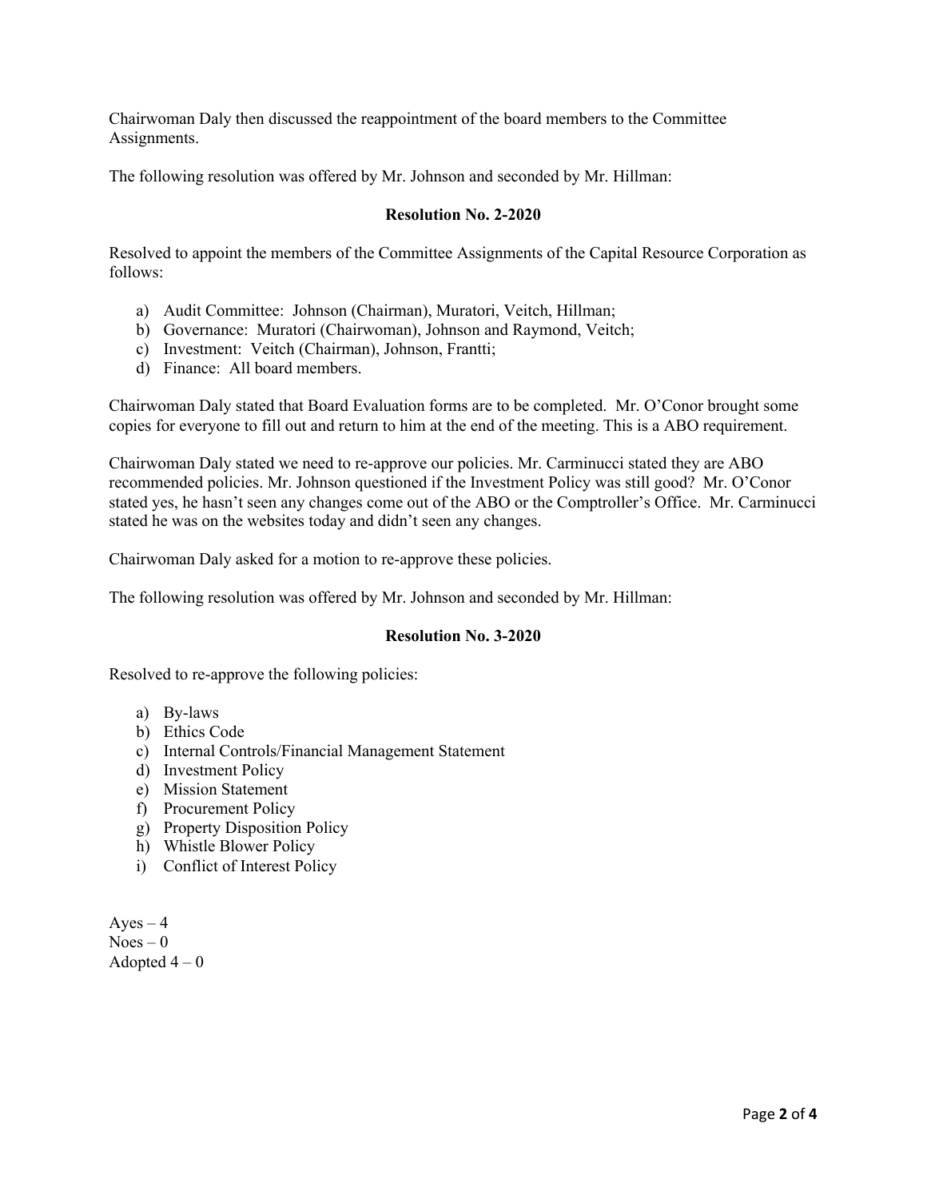Chairwoman Daly then discussed the reappointment of the board members to the Committee Assignments.

The following resolution was offered by Mr. Johnson and seconded by Mr. Hillman:

**Resolution No. 2-2020**

Resolved to appoint the members of the Committee Assignments of the Capital Resource Corporation as follows:

a) Audit Committee: Johnson (Chairman), Muratori, Veitch, Hillman;
b) Governance: Muratori (Chairwoman), Johnson and Raymond, Veitch;
c) Investment: Veitch (Chairman), Johnson, Frantti;
d) Finance: All board members.

Chairwoman Daly stated that Board Evaluation forms are to be completed. Mr. O'Conor brought some copies for everyone to fill out and return to him at the end of the meeting. This is a ABO requirement.

Chairwoman Daly stated we need to re-approve our policies. Mr. Carminucci stated they are ABO recommended policies. Mr. Johnson questioned if the Investment Policy was still good? Mr. O'Conor stated yes, he hasn't seen any changes come out of the ABO or the Comptroller's Office. Mr. Carminucci stated he was on the websites today and didn't seen any changes.

Chairwoman Daly asked for a motion to re-approve these policies.

The following resolution was offered by Mr. Johnson and seconded by Mr. Hillman:

**Resolution No. 3-2020**

Resolved to re-approve the following policies:

a) By-laws
b) Ethics Code
c) Internal Controls/Financial Management Statement
d) Investment Policy
e) Mission Statement
f) Procurement Policy
g) Property Disposition Policy
h) Whistle Blower Policy
i) Conflict of Interest Policy

Ayes – 4
Noes – 0
Adopted 4 – 0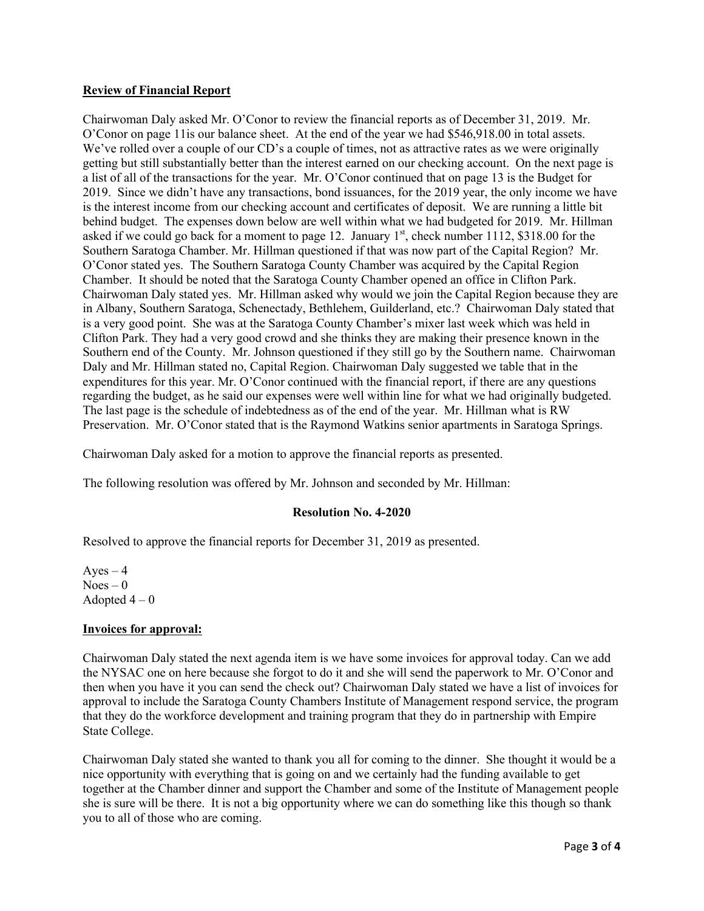**Review of Financial Report**

Chairwoman Daly asked Mr. O'Conor to review the financial reports as of December 31, 2019. Mr. O'Conor on page 11is our balance sheet. At the end of the year we had $546,918.00 in total assets. We've rolled over a couple of our CD's a couple of times, not as attractive rates as we were originally getting but still substantially better than the interest earned on our checking account. On the next page is a list of all of the transactions for the year. Mr. O'Conor continued that on page 13 is the Budget for 2019. Since we didn't have any transactions, bond issuances, for the 2019 year, the only income we have is the interest income from our checking account and certificates of deposit. We are running a little bit behind budget. The expenses down below are well within what we had budgeted for 2019. Mr. Hillman asked if we could go back for a moment to page 12. January 1st, check number 1112, $318.00 for the Southern Saratoga Chamber. Mr. Hillman questioned if that was now part of the Capital Region? Mr. O'Conor stated yes. The Southern Saratoga County Chamber was acquired by the Capital Region Chamber. It should be noted that the Saratoga County Chamber opened an office in Clifton Park. Chairwoman Daly stated yes. Mr. Hillman asked why would we join the Capital Region because they are in Albany, Southern Saratoga, Schenectady, Bethlehem, Guilderland, etc.? Chairwoman Daly stated that is a very good point. She was at the Saratoga County Chamber's mixer last week which was held in Clifton Park. They had a very good crowd and she thinks they are making their presence known in the Southern end of the County. Mr. Johnson questioned if they still go by the Southern name. Chairwoman Daly and Mr. Hillman stated no, Capital Region. Chairwoman Daly suggested we table that in the expenditures for this year. Mr. O'Conor continued with the financial report, if there are any questions regarding the budget, as he said our expenses were well within line for what we had originally budgeted. The last page is the schedule of indebtedness as of the end of the year. Mr. Hillman what is RW Preservation. Mr. O'Conor stated that is the Raymond Watkins senior apartments in Saratoga Springs.

Chairwoman Daly asked for a motion to approve the financial reports as presented.

The following resolution was offered by Mr. Johnson and seconded by Mr. Hillman:

**Resolution No. 4-2020**

Resolved to approve the financial reports for December 31, 2019 as presented.

Ayes – 4
Noes – 0
Adopted 4 – 0

**Invoices for approval:**

Chairwoman Daly stated the next agenda item is we have some invoices for approval today. Can we add the NYSAC one on here because she forgot to do it and she will send the paperwork to Mr. O'Conor and then when you have it you can send the check out? Chairwoman Daly stated we have a list of invoices for approval to include the Saratoga County Chambers Institute of Management respond service, the program that they do the workforce development and training program that they do in partnership with Empire State College.

Chairwoman Daly stated she wanted to thank you all for coming to the dinner. She thought it would be a nice opportunity with everything that is going on and we certainly had the funding available to get together at the Chamber dinner and support the Chamber and some of the Institute of Management people she is sure will be there. It is not a big opportunity where we can do something like this though so thank you to all of those who are coming.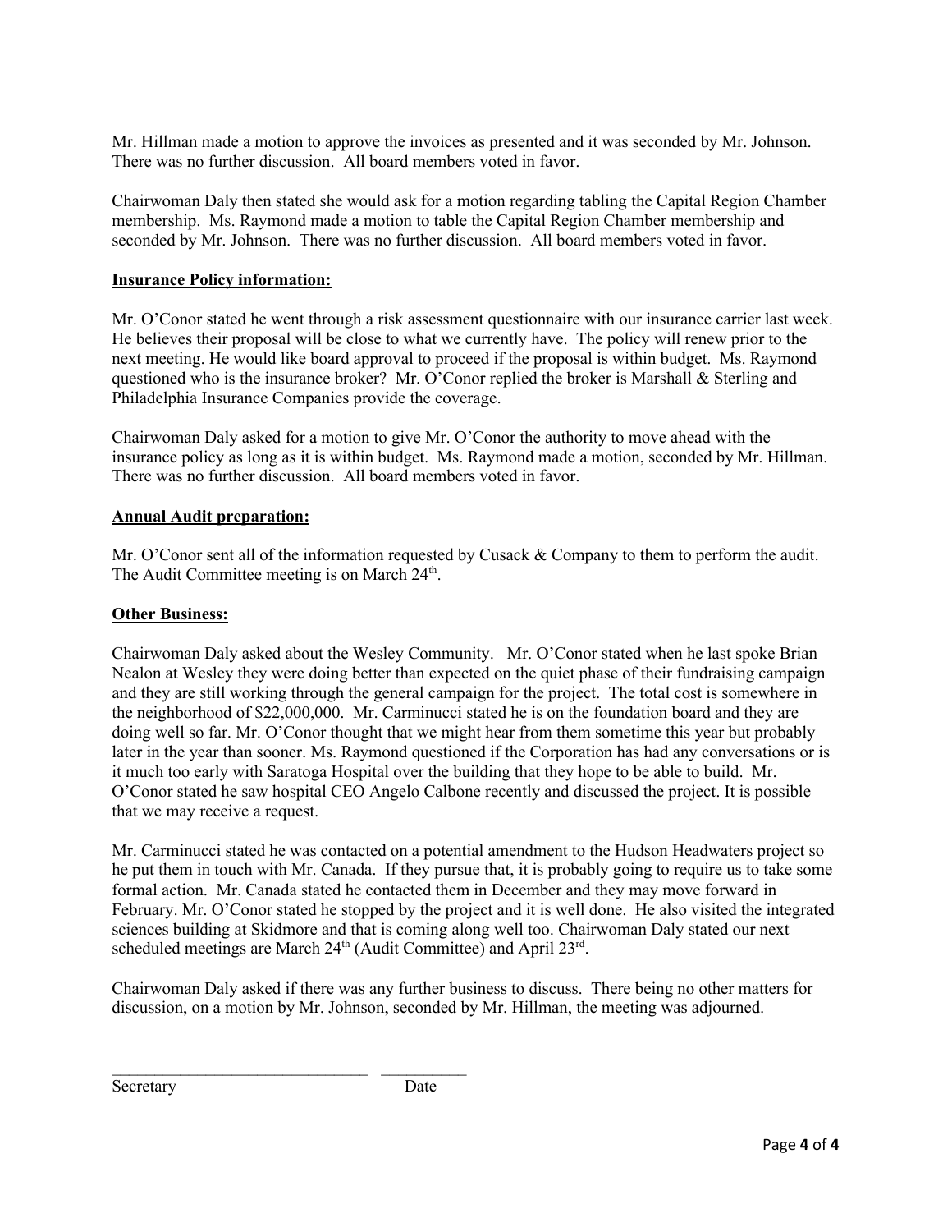Mr. Hillman made a motion to approve the invoices as presented and it was seconded by Mr. Johnson. There was no further discussion. All board members voted in favor.

Chairwoman Daly then stated she would ask for a motion regarding tabling the Capital Region Chamber membership. Ms. Raymond made a motion to table the Capital Region Chamber membership and seconded by Mr. Johnson. There was no further discussion. All board members voted in favor.

**Insurance Policy information:**

Mr. O'Conor stated he went through a risk assessment questionnaire with our insurance carrier last week. He believes their proposal will be close to what we currently have. The policy will renew prior to the next meeting. He would like board approval to proceed if the proposal is within budget. Ms. Raymond questioned who is the insurance broker? Mr. O'Conor replied the broker is Marshall & Sterling and Philadelphia Insurance Companies provide the coverage.

Chairwoman Daly asked for a motion to give Mr. O'Conor the authority to move ahead with the insurance policy as long as it is within budget. Ms. Raymond made a motion, seconded by Mr. Hillman. There was no further discussion. All board members voted in favor.

**Annual Audit preparation:**

Mr. O'Conor sent all of the information requested by Cusack & Company to them to perform the audit. The Audit Committee meeting is on March 24th.

**Other Business:**

Chairwoman Daly asked about the Wesley Community. Mr. O'Conor stated when he last spoke Brian Nealon at Wesley they were doing better than expected on the quiet phase of their fundraising campaign and they are still working through the general campaign for the project. The total cost is somewhere in the neighborhood of $22,000,000. Mr. Carminucci stated he is on the foundation board and they are doing well so far. Mr. O'Conor thought that we might hear from them sometime this year but probably later in the year than sooner. Ms. Raymond questioned if the Corporation has had any conversations or is it much too early with Saratoga Hospital over the building that they hope to be able to build. Mr. O'Conor stated he saw hospital CEO Angelo Calbone recently and discussed the project. It is possible that we may receive a request.

Mr. Carminucci stated he was contacted on a potential amendment to the Hudson Headwaters project so he put them in touch with Mr. Canada. If they pursue that, it is probably going to require us to take some formal action. Mr. Canada stated he contacted them in December and they may move forward in February. Mr. O'Conor stated he stopped by the project and it is well done. He also visited the integrated sciences building at Skidmore and that is coming along well too. Chairwoman Daly stated our next scheduled meetings are March 24th (Audit Committee) and April 23rd.

Chairwoman Daly asked if there was any further business to discuss. There being no other matters for discussion, on a motion by Mr. Johnson, seconded by Mr. Hillman, the meeting was adjourned.

_______________________________ __________
Secretary Date